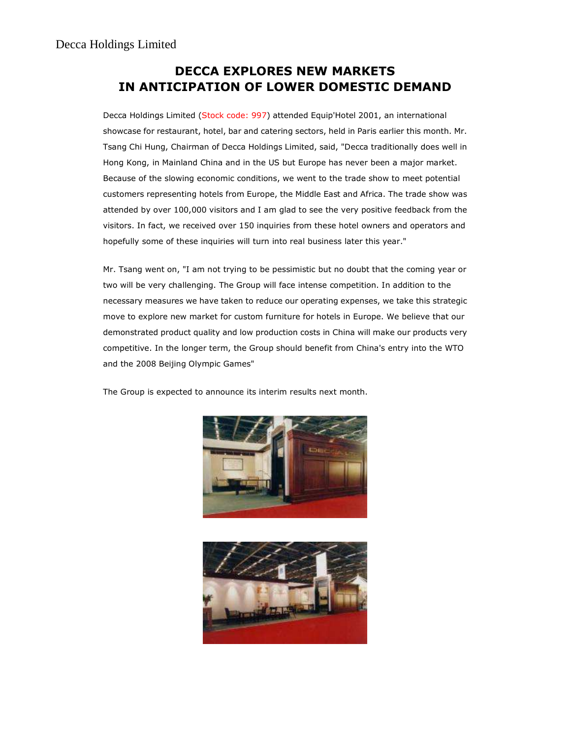Decca Holdings Limited

# DECCA EXPLORES NEW MARKETS IN ANTICIPATION OF LOWER DOMESTIC DEMAND

Decca Holdings Limited (Stock code: 997) attended Equip'Hotel 2001, an international showcase for restaurant, hotel, bar and catering sectors, held in Paris earlier this month. Mr. Tsang Chi Hung, Chairman of Decca Holdings Limited, said, "Decca traditionally does well in Hong Kong, in Mainland China and in the US but Europe has never been a major market. Because of the slowing economic conditions, we went to the trade show to meet potential customers representing hotels from Europe, the Middle East and Africa. The trade show was attended by over 100,000 visitors and I am glad to see the very positive feedback from the visitors. In fact, we received over 150 inquiries from these hotel owners and operators and hopefully some of these inquiries will turn into real business later this year."

Mr. Tsang went on, "I am not trying to be pessimistic but no doubt that the coming year or two will be very challenging. The Group will face intense competition. In addition to the necessary measures we have taken to reduce our operating expenses, we take this strategic move to explore new market for custom furniture for hotels in Europe. We believe that our demonstrated product quality and low production costs in China will make our products very competitive. In the longer term, the Group should benefit from China's entry into the WTO and the 2008 Beijing Olympic Games"

The Group is expected to announce its interim results next month.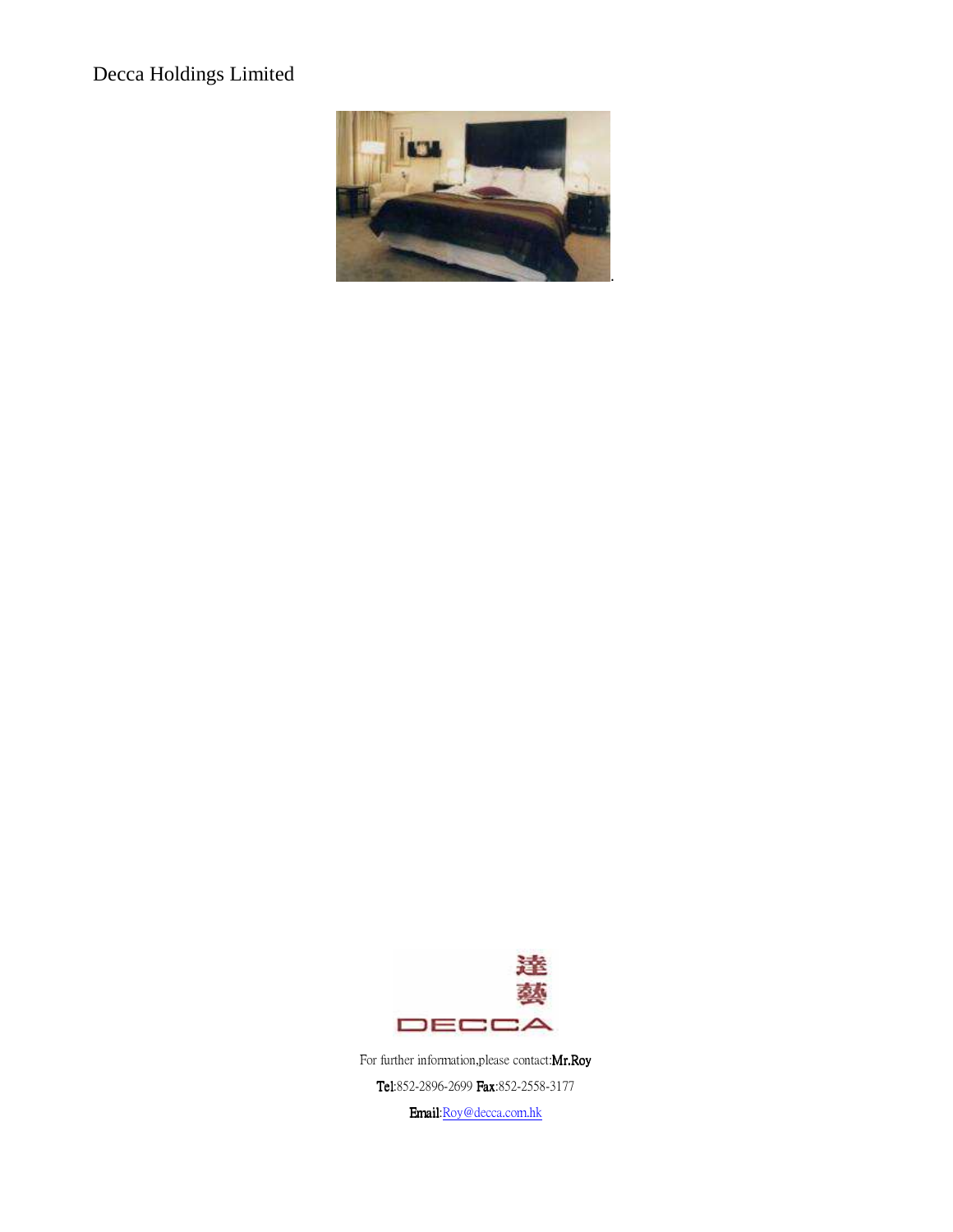Decca Holdings Limited

達藝

DECCA

For further information,please contact:**Mr.Roy**

**Tel**:852-2896-2699 **Fax**:852-2558-3177

**Email**:Roy@decca.com.hk